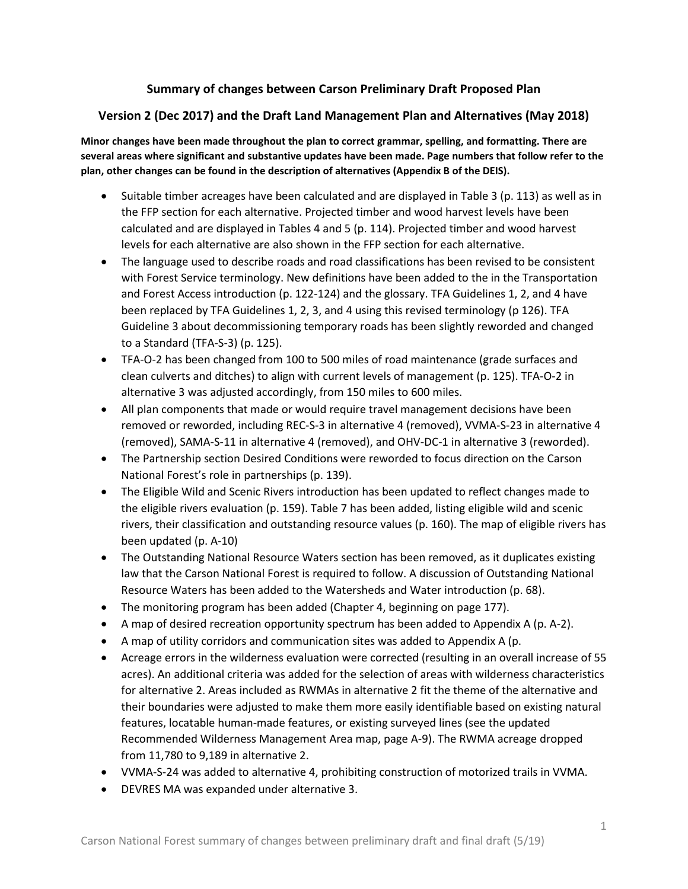## Summary of changes between Carson Preliminary Draft Proposed Plan

## Version 2 (Dec 2017) and the Draft Land Management Plan and Alternatives (May 2018)

**Minor changes have been made throughout the plan to correct grammar, spelling, and formatting. There are several areas where significant and substantive updates have been made. Page numbers that follow refer to the plan, other changes can be found in the description of alternatives (Appendix B of the DEIS).**

- Suitable timber acreages have been calculated and are displayed in Table 3 (p. 113) as well as in the FFP section for each alternative. Projected timber and wood harvest levels have been calculated and are displayed in Tables 4 and 5 (p. 114). Projected timber and wood harvest levels for each alternative are also shown in the FFP section for each alternative.
- The language used to describe roads and road classifications has been revised to be consistent with Forest Service terminology. New definitions have been added to the in the Transportation and Forest Access introduction (p. 122-124) and the glossary. TFA Guidelines 1, 2, and 4 have been replaced by TFA Guidelines 1, 2, 3, and 4 using this revised terminology (p 126). TFA Guideline 3 about decommissioning temporary roads has been slightly reworded and changed to a Standard (TFA-S-3) (p. 125).
- TFA-O-2 has been changed from 100 to 500 miles of road maintenance (grade surfaces and clean culverts and ditches) to align with current levels of management (p. 125). TFA-O-2 in alternative 3 was adjusted accordingly, from 150 miles to 600 miles.
- All plan components that made or would require travel management decisions have been removed or reworded, including REC-S-3 in alternative 4 (removed), VVMA-S-23 in alternative 4 (removed), SAMA-S-11 in alternative 4 (removed), and OHV-DC-1 in alternative 3 (reworded).
- The Partnership section Desired Conditions were reworded to focus direction on the Carson National Forest's role in partnerships (p. 139).
- The Eligible Wild and Scenic Rivers introduction has been updated to reflect changes made to the eligible rivers evaluation (p. 159). Table 7 has been added, listing eligible wild and scenic rivers, their classification and outstanding resource values (p. 160). The map of eligible rivers has been updated (p. A-10)
- The Outstanding National Resource Waters section has been removed, as it duplicates existing law that the Carson National Forest is required to follow. A discussion of Outstanding National Resource Waters has been added to the Watersheds and Water introduction (p. 68).
- The monitoring program has been added (Chapter 4, beginning on page 177).
- A map of desired recreation opportunity spectrum has been added to Appendix A (p. A-2).
- A map of utility corridors and communication sites was added to Appendix A (p.
- Acreage errors in the wilderness evaluation were corrected (resulting in an overall increase of 55 acres). An additional criteria was added for the selection of areas with wilderness characteristics for alternative 2. Areas included as RWMAs in alternative 2 fit the theme of the alternative and their boundaries were adjusted to make them more easily identifiable based on existing natural features, locatable human-made features, or existing surveyed lines (see the updated Recommended Wilderness Management Area map, page A-9). The RWMA acreage dropped from 11,780 to 9,189 in alternative 2.
- VVMA-S-24 was added to alternative 4, prohibiting construction of motorized trails in VVMA.
- DEVRES MA was expanded under alternative 3.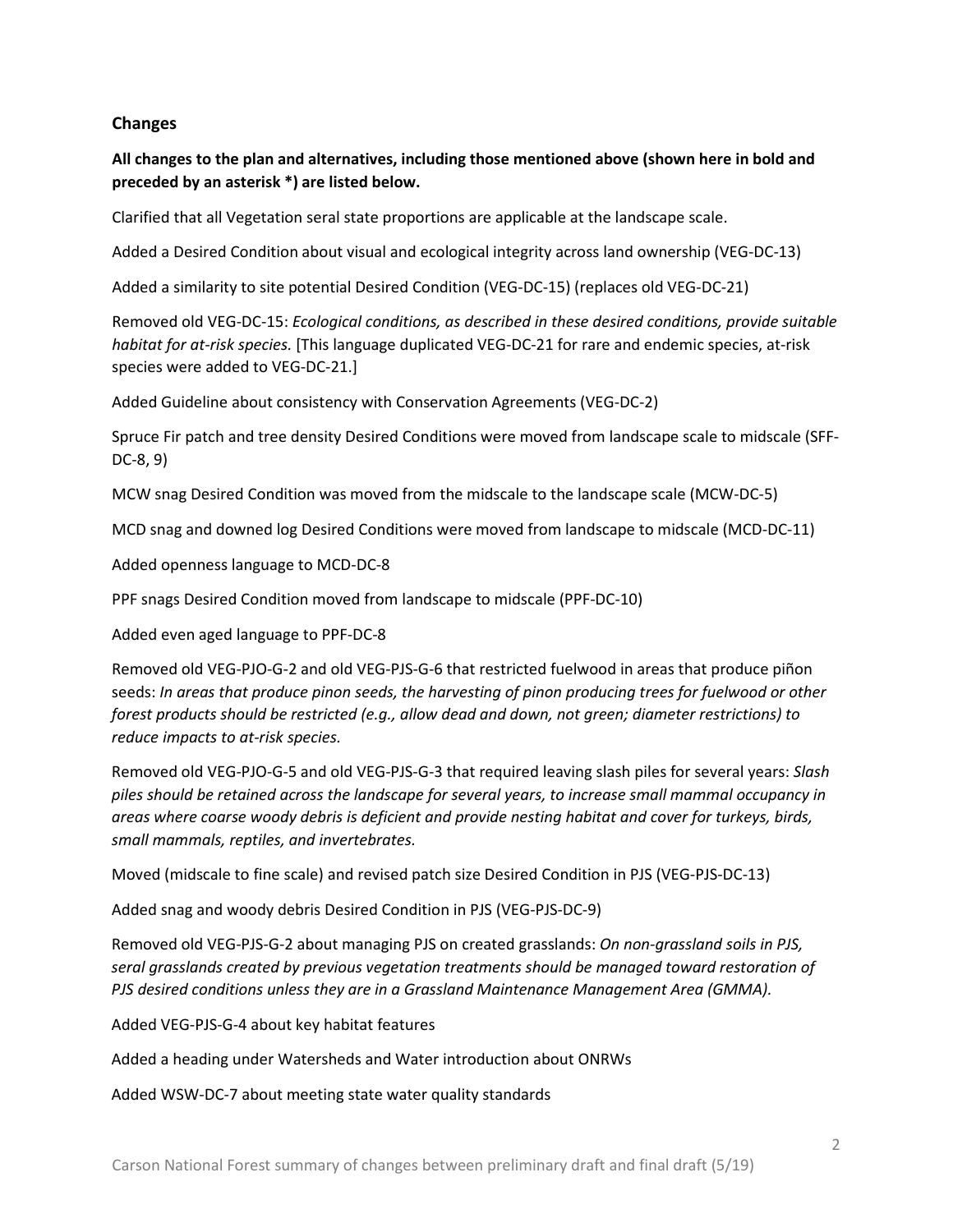## Changes

**All changes to the plan and alternatives, including those mentioned above (shown here in bold and preceded by an asterisk *) are listed below.**

Clarified that all Vegetation seral state proportions are applicable at the landscape scale.

Added a Desired Condition about visual and ecological integrity across land ownership (VEG-DC-13)

Added a similarity to site potential Desired Condition (VEG-DC-15) (replaces old VEG-DC-21)

Removed old VEG-DC-15: *Ecological conditions, as described in these desired conditions, provide suitable habitat for at-risk species.* [This language duplicated VEG-DC-21 for rare and endemic species, at-risk species were added to VEG-DC-21.]

Added Guideline about consistency with Conservation Agreements (VEG-DC-2)

Spruce Fir patch and tree density Desired Conditions were moved from landscape scale to midscale (SFF-DC-8, 9)

MCW snag Desired Condition was moved from the midscale to the landscape scale (MCW-DC-5)

MCD snag and downed log Desired Conditions were moved from landscape to midscale (MCD-DC-11)

Added openness language to MCD-DC-8

PPF snags Desired Condition moved from landscape to midscale (PPF-DC-10)

Added even aged language to PPF-DC-8

Removed old VEG-PJO-G-2 and old VEG-PJS-G-6 that restricted fuelwood in areas that produce piñon seeds: *In areas that produce pinon seeds, the harvesting of pinon producing trees for fuelwood or other forest products should be restricted (e.g., allow dead and down, not green; diameter restrictions) to reduce impacts to at-risk species.*

Removed old VEG-PJO-G-5 and old VEG-PJS-G-3 that required leaving slash piles for several years: *Slash piles should be retained across the landscape for several years, to increase small mammal occupancy in areas where coarse woody debris is deficient and provide nesting habitat and cover for turkeys, birds, small mammals, reptiles, and invertebrates.*

Moved (midscale to fine scale) and revised patch size Desired Condition in PJS (VEG-PJS-DC-13)

Added snag and woody debris Desired Condition in PJS (VEG-PJS-DC-9)

Removed old VEG-PJS-G-2 about managing PJS on created grasslands: *On non-grassland soils in PJS, seral grasslands created by previous vegetation treatments should be managed toward restoration of PJS desired conditions unless they are in a Grassland Maintenance Management Area (GMMA).*

Added VEG-PJS-G-4 about key habitat features

Added a heading under Watersheds and Water introduction about ONRWs

Added WSW-DC-7 about meeting state water quality standards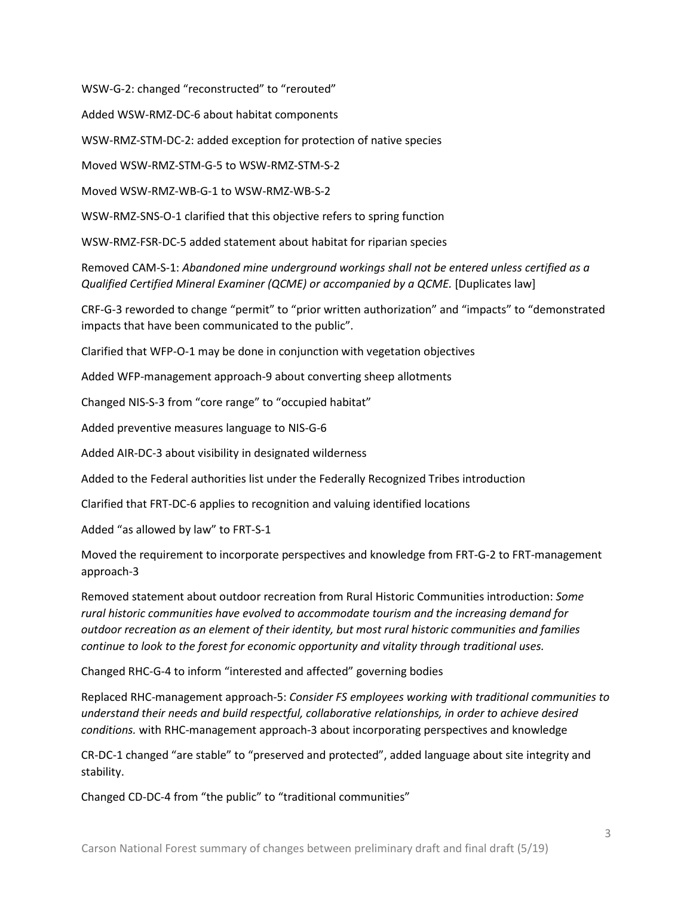WSW-G-2: changed “reconstructed” to “rerouted”

Added WSW-RMZ-DC-6 about habitat components

WSW-RMZ-STM-DC-2: added exception for protection of native species

Moved WSW-RMZ-STM-G-5 to WSW-RMZ-STM-S-2

Moved WSW-RMZ-WB-G-1 to WSW-RMZ-WB-S-2

WSW-RMZ-SNS-O-1 clarified that this objective refers to spring function

WSW-RMZ-FSR-DC-5 added statement about habitat for riparian species

Removed CAM-S-1: *Abandoned mine underground workings shall not be entered unless certified as a Qualified Certified Mineral Examiner (QCME) or accompanied by a QCME.* [Duplicates law]

CRF-G-3 reworded to change “permit” to “prior written authorization” and “impacts” to “demonstrated impacts that have been communicated to the public”.

Clarified that WFP-O-1 may be done in conjunction with vegetation objectives

Added WFP-management approach-9 about converting sheep allotments

Changed NIS-S-3 from “core range” to “occupied habitat”

Added preventive measures language to NIS-G-6

Added AIR-DC-3 about visibility in designated wilderness

Added to the Federal authorities list under the Federally Recognized Tribes introduction

Clarified that FRT-DC-6 applies to recognition and valuing identified locations

Added “as allowed by law” to FRT-S-1

Moved the requirement to incorporate perspectives and knowledge from FRT-G-2 to FRT-management approach-3

Removed statement about outdoor recreation from Rural Historic Communities introduction: *Some rural historic communities have evolved to accommodate tourism and the increasing demand for outdoor recreation as an element of their identity, but most rural historic communities and families continue to look to the forest for economic opportunity and vitality through traditional uses.*

Changed RHC-G-4 to inform “interested and affected” governing bodies

Replaced RHC-management approach-5: *Consider FS employees working with traditional communities to understand their needs and build respectful, collaborative relationships, in order to achieve desired conditions.* with RHC-management approach-3 about incorporating perspectives and knowledge

CR-DC-1 changed “are stable” to “preserved and protected”, added language about site integrity and stability.

Changed CD-DC-4 from “the public” to “traditional communities”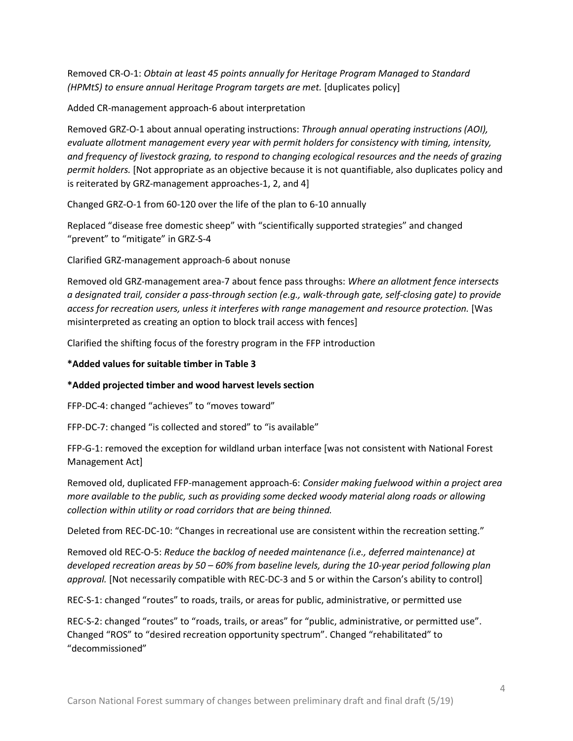Removed CR-O-1: *Obtain at least 45 points annually for Heritage Program Managed to Standard (HPMtS) to ensure annual Heritage Program targets are met.* [duplicates policy]

Added CR-management approach-6 about interpretation

Removed GRZ-O-1 about annual operating instructions: *Through annual operating instructions (AOI), evaluate allotment management every year with permit holders for consistency with timing, intensity, and frequency of livestock grazing, to respond to changing ecological resources and the needs of grazing permit holders.* [Not appropriate as an objective because it is not quantifiable, also duplicates policy and is reiterated by GRZ-management approaches-1, 2, and 4]

Changed GRZ-O-1 from 60-120 over the life of the plan to 6-10 annually

Replaced "disease free domestic sheep" with "scientifically supported strategies" and changed "prevent" to "mitigate" in GRZ-S-4

Clarified GRZ-management approach-6 about nonuse

Removed old GRZ-management area-7 about fence pass throughs: *Where an allotment fence intersects a designated trail, consider a pass-through section (e.g., walk-through gate, self-closing gate) to provide access for recreation users, unless it interferes with range management and resource protection.* [Was misinterpreted as creating an option to block trail access with fences]

Clarified the shifting focus of the forestry program in the FFP introduction

**\*Added values for suitable timber in Table 3**

**\*Added projected timber and wood harvest levels section**

FFP-DC-4: changed "achieves" to "moves toward"

FFP-DC-7: changed "is collected and stored" to "is available"

FFP-G-1: removed the exception for wildland urban interface [was not consistent with National Forest Management Act]

Removed old, duplicated FFP-management approach-6: *Consider making fuelwood within a project area more available to the public, such as providing some decked woody material along roads or allowing collection within utility or road corridors that are being thinned.*

Deleted from REC-DC-10: "Changes in recreational use are consistent within the recreation setting."

Removed old REC-O-5: *Reduce the backlog of needed maintenance (i.e., deferred maintenance) at developed recreation areas by 50 – 60% from baseline levels, during the 10-year period following plan approval.* [Not necessarily compatible with REC-DC-3 and 5 or within the Carson's ability to control]

REC-S-1: changed "routes" to roads, trails, or areas for public, administrative, or permitted use

REC-S-2: changed "routes" to "roads, trails, or areas" for "public, administrative, or permitted use". Changed "ROS" to "desired recreation opportunity spectrum". Changed "rehabilitated" to "decommissioned"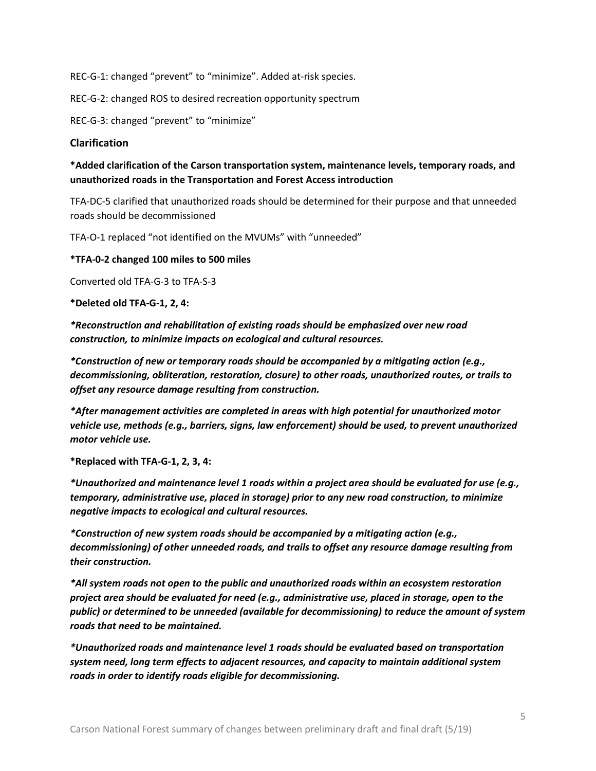REC-G-1: changed "prevent" to "minimize". Added at-risk species.

REC-G-2: changed ROS to desired recreation opportunity spectrum

REC-G-3: changed "prevent" to "minimize"

### Clarification

**\*Added clarification of the Carson transportation system, maintenance levels, temporary roads, and unauthorized roads in the Transportation and Forest Access introduction**

TFA-DC-5 clarified that unauthorized roads should be determined for their purpose and that unneeded roads should be decommissioned

TFA-O-1 replaced "not identified on the MVUMs" with "unneeded"

**\*TFA-0-2 changed 100 miles to 500 miles**

Converted old TFA-G-3 to TFA-S-3

**\*Deleted old TFA-G-1, 2, 4:**

***Reconstruction and rehabilitation of existing roads should be emphasized over new road construction, to minimize impacts on ecological and cultural resources.***

***Construction of new or temporary roads should be accompanied by a mitigating action (e.g., decommissioning, obliteration, restoration, closure) to other roads, unauthorized routes, or trails to offset any resource damage resulting from construction.***

***After management activities are completed in areas with high potential for unauthorized motor vehicle use, methods (e.g., barriers, signs, law enforcement) should be used, to prevent unauthorized motor vehicle use.***

**\*Replaced with TFA-G-1, 2, 3, 4:**

***Unauthorized and maintenance level 1 roads within a project area should be evaluated for use (e.g., temporary, administrative use, placed in storage) prior to any new road construction, to minimize negative impacts to ecological and cultural resources.***

***Construction of new system roads should be accompanied by a mitigating action (e.g., decommissioning) of other unneeded roads, and trails to offset any resource damage resulting from their construction.***

***All system roads not open to the public and unauthorized roads within an ecosystem restoration project area should be evaluated for need (e.g., administrative use, placed in storage, open to the public) or determined to be unneeded (available for decommissioning) to reduce the amount of system roads that need to be maintained.***

***Unauthorized roads and maintenance level 1 roads should be evaluated based on transportation system need, long term effects to adjacent resources, and capacity to maintain additional system roads in order to identify roads eligible for decommissioning.***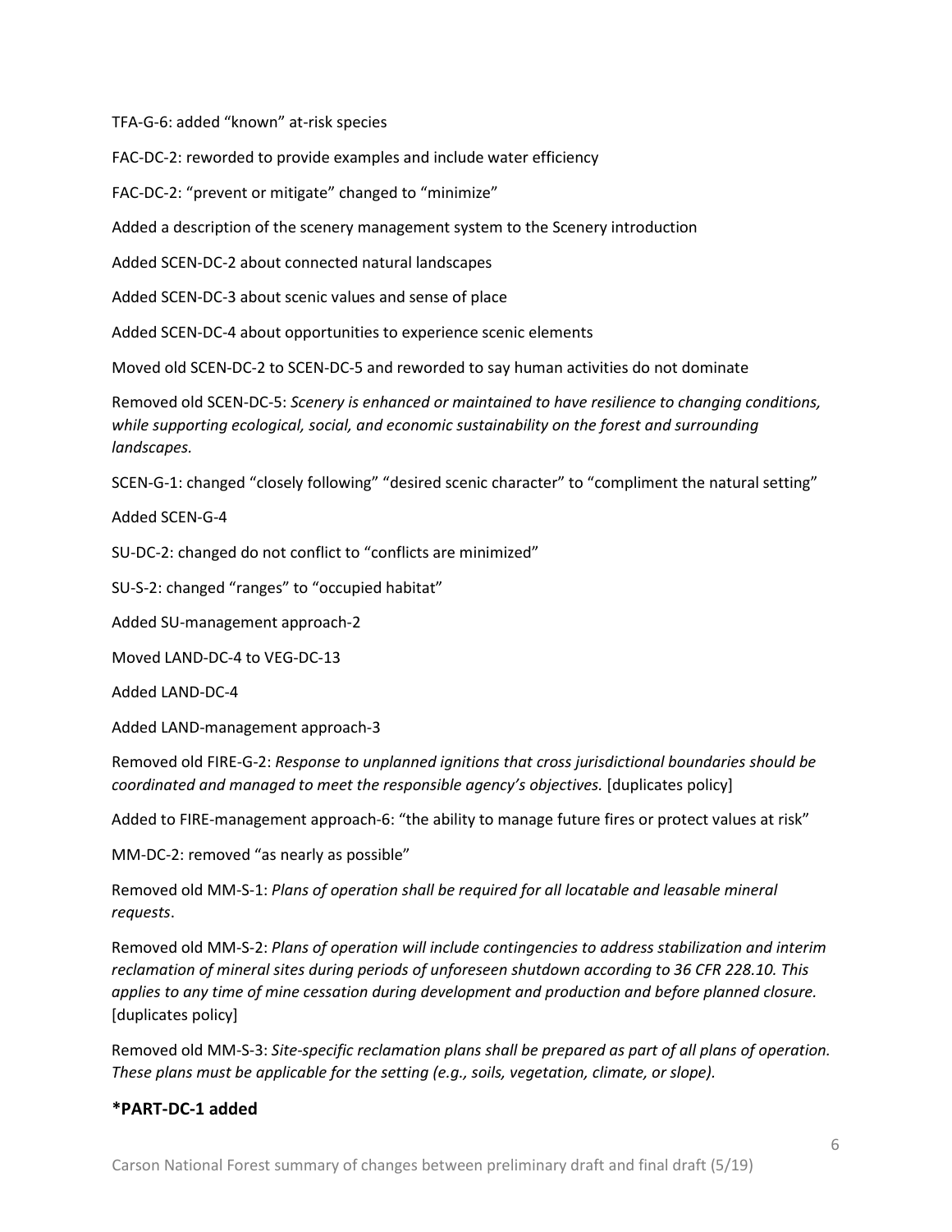TFA-G-6: added "known" at-risk species

FAC-DC-2: reworded to provide examples and include water efficiency

FAC-DC-2: "prevent or mitigate" changed to "minimize"

Added a description of the scenery management system to the Scenery introduction

Added SCEN-DC-2 about connected natural landscapes

Added SCEN-DC-3 about scenic values and sense of place

Added SCEN-DC-4 about opportunities to experience scenic elements

Moved old SCEN-DC-2 to SCEN-DC-5 and reworded to say human activities do not dominate

Removed old SCEN-DC-5: *Scenery is enhanced or maintained to have resilience to changing conditions, while supporting ecological, social, and economic sustainability on the forest and surrounding landscapes.*

SCEN-G-1: changed "closely following" "desired scenic character" to "compliment the natural setting"

Added SCEN-G-4

SU-DC-2: changed do not conflict to "conflicts are minimized"

SU-S-2: changed "ranges" to "occupied habitat"

Added SU-management approach-2

Moved LAND-DC-4 to VEG-DC-13

Added LAND-DC-4

Added LAND-management approach-3

Removed old FIRE-G-2: *Response to unplanned ignitions that cross jurisdictional boundaries should be coordinated and managed to meet the responsible agency's objectives.* [duplicates policy]

Added to FIRE-management approach-6: "the ability to manage future fires or protect values at risk"

MM-DC-2: removed "as nearly as possible"

Removed old MM-S-1: *Plans of operation shall be required for all locatable and leasable mineral requests*.

Removed old MM-S-2: *Plans of operation will include contingencies to address stabilization and interim reclamation of mineral sites during periods of unforeseen shutdown according to 36 CFR 228.10. This applies to any time of mine cessation during development and production and before planned closure.* [duplicates policy]

Removed old MM-S-3: *Site-specific reclamation plans shall be prepared as part of all plans of operation. These plans must be applicable for the setting (e.g., soils, vegetation, climate, or slope).*

**\*PART-DC-1 added**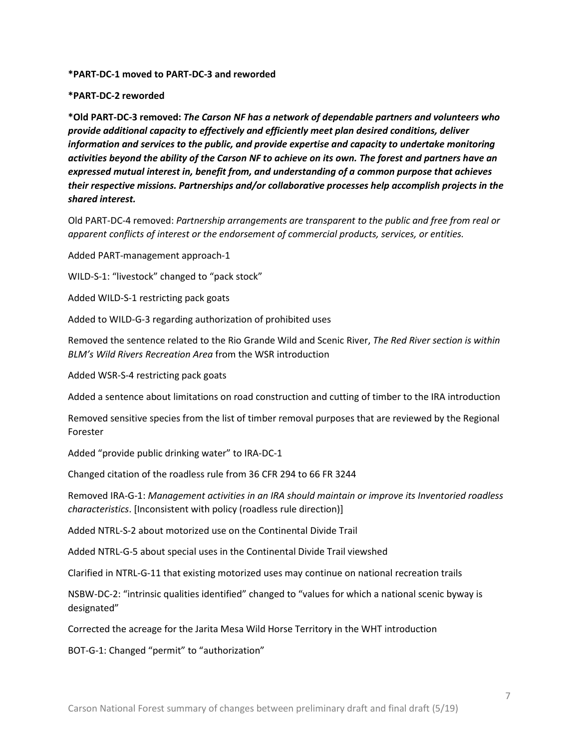**\*PART-DC-1 moved to PART-DC-3 and reworded**

**\*PART-DC-2 reworded**

**\*Old PART-DC-3 removed:** ***The Carson NF has a network of dependable partners and volunteers who provide additional capacity to effectively and efficiently meet plan desired conditions, deliver information and services to the public, and provide expertise and capacity to undertake monitoring activities beyond the ability of the Carson NF to achieve on its own. The forest and partners have an expressed mutual interest in, benefit from, and understanding of a common purpose that achieves their respective missions. Partnerships and/or collaborative processes help accomplish projects in the shared interest.***

Old PART-DC-4 removed: *Partnership arrangements are transparent to the public and free from real or apparent conflicts of interest or the endorsement of commercial products, services, or entities.*

Added PART-management approach-1

WILD-S-1: "livestock" changed to "pack stock"

Added WILD-S-1 restricting pack goats

Added to WILD-G-3 regarding authorization of prohibited uses

Removed the sentence related to the Rio Grande Wild and Scenic River, *The Red River section is within BLM's Wild Rivers Recreation Area* from the WSR introduction

Added WSR-S-4 restricting pack goats

Added a sentence about limitations on road construction and cutting of timber to the IRA introduction

Removed sensitive species from the list of timber removal purposes that are reviewed by the Regional Forester

Added "provide public drinking water" to IRA-DC-1

Changed citation of the roadless rule from 36 CFR 294 to 66 FR 3244

Removed IRA-G-1: *Management activities in an IRA should maintain or improve its Inventoried roadless characteristics*. [Inconsistent with policy (roadless rule direction)]

Added NTRL-S-2 about motorized use on the Continental Divide Trail

Added NTRL-G-5 about special uses in the Continental Divide Trail viewshed

Clarified in NTRL-G-11 that existing motorized uses may continue on national recreation trails

NSBW-DC-2: "intrinsic qualities identified" changed to "values for which a national scenic byway is designated"

Corrected the acreage for the Jarita Mesa Wild Horse Territory in the WHT introduction

BOT-G-1: Changed "permit" to "authorization"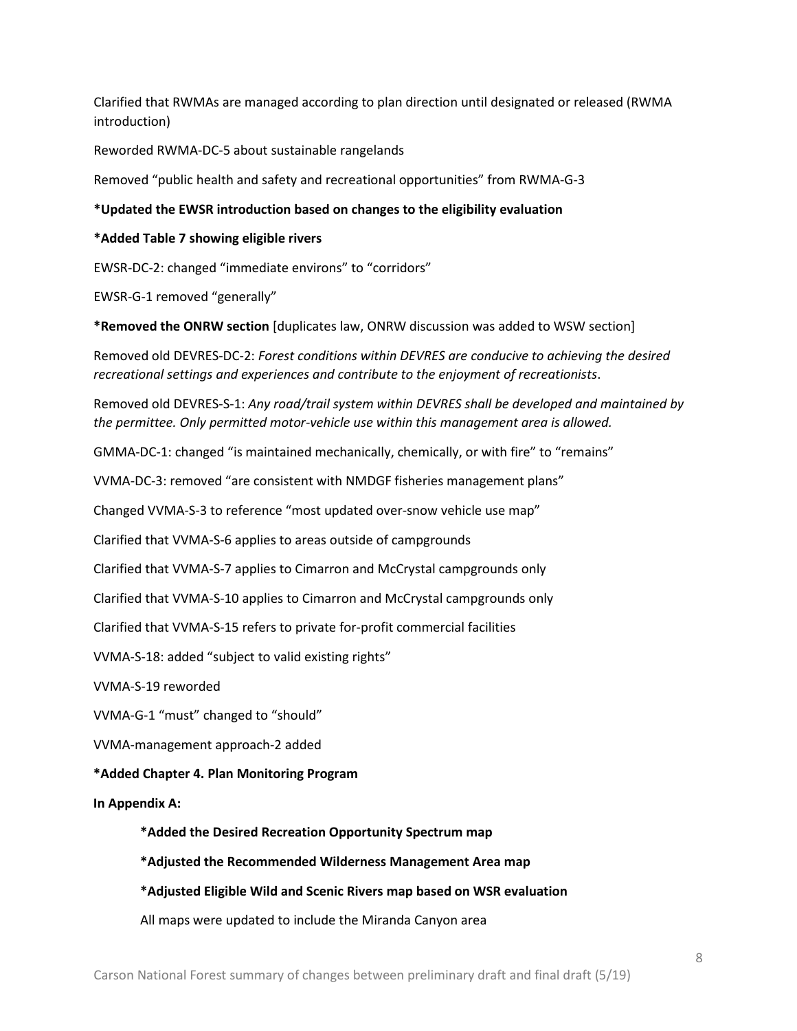Clarified that RWMAs are managed according to plan direction until designated or released (RWMA introduction)

Reworded RWMA-DC-5 about sustainable rangelands

Removed "public health and safety and recreational opportunities" from RWMA-G-3

**\*Updated the EWSR introduction based on changes to the eligibility evaluation**

**\*Added Table 7 showing eligible rivers**

EWSR-DC-2: changed "immediate environs" to "corridors"

EWSR-G-1 removed "generally"

**\*Removed the ONRW section** [duplicates law, ONRW discussion was added to WSW section]

Removed old DEVRES-DC-2: *Forest conditions within DEVRES are conducive to achieving the desired recreational settings and experiences and contribute to the enjoyment of recreationists*.

Removed old DEVRES-S-1: *Any road/trail system within DEVRES shall be developed and maintained by the permittee. Only permitted motor-vehicle use within this management area is allowed.*

GMMA-DC-1: changed "is maintained mechanically, chemically, or with fire" to "remains"

VVMA-DC-3: removed "are consistent with NMDGF fisheries management plans"

Changed VVMA-S-3 to reference "most updated over-snow vehicle use map"

Clarified that VVMA-S-6 applies to areas outside of campgrounds

Clarified that VVMA-S-7 applies to Cimarron and McCrystal campgrounds only

Clarified that VVMA-S-10 applies to Cimarron and McCrystal campgrounds only

Clarified that VVMA-S-15 refers to private for-profit commercial facilities

VVMA-S-18: added "subject to valid existing rights"

VVMA-S-19 reworded

VVMA-G-1 "must" changed to "should"

VVMA-management approach-2 added

**\*Added Chapter 4. Plan Monitoring Program**

**In Appendix A:**

- **\*Added the Desired Recreation Opportunity Spectrum map**
- **\*Adjusted the Recommended Wilderness Management Area map**
- **\*Adjusted Eligible Wild and Scenic Rivers map based on WSR evaluation**
- All maps were updated to include the Miranda Canyon area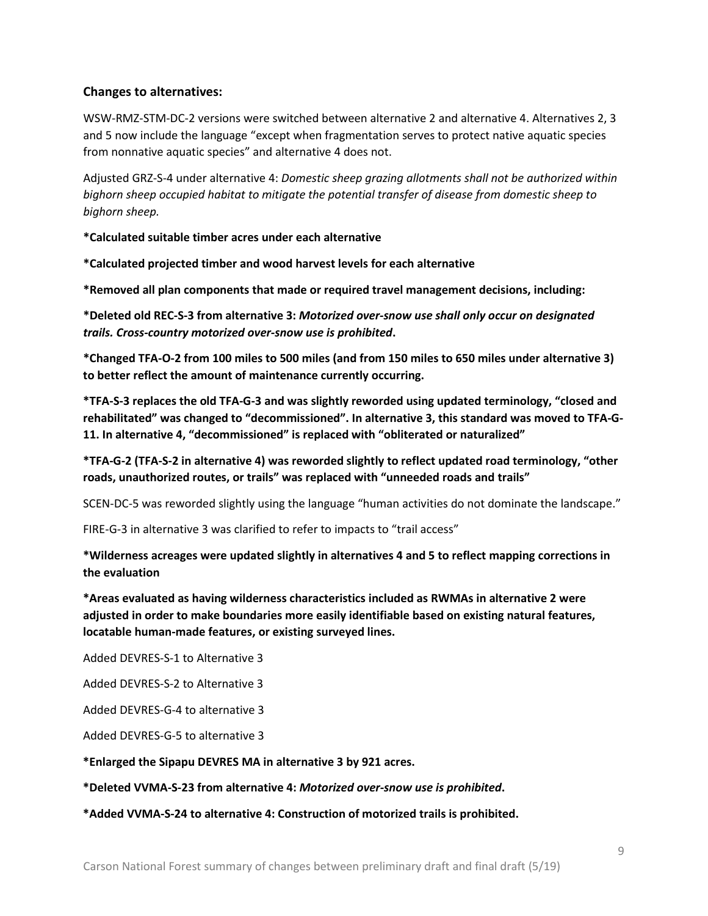### Changes to alternatives:

WSW-RMZ-STM-DC-2 versions were switched between alternative 2 and alternative 4. Alternatives 2, 3 and 5 now include the language "except when fragmentation serves to protect native aquatic species from nonnative aquatic species" and alternative 4 does not.

Adjusted GRZ-S-4 under alternative 4: *Domestic sheep grazing allotments shall not be authorized within bighorn sheep occupied habitat to mitigate the potential transfer of disease from domestic sheep to bighorn sheep.*

**\*Calculated suitable timber acres under each alternative**

**\*Calculated projected timber and wood harvest levels for each alternative**

**\*Removed all plan components that made or required travel management decisions, including:**

**\*Deleted old REC-S-3 from alternative 3:** ***Motorized over-snow use shall only occur on designated trails. Cross-country motorized over-snow use is prohibited*.**

**\*Changed TFA-O-2 from 100 miles to 500 miles (and from 150 miles to 650 miles under alternative 3) to better reflect the amount of maintenance currently occurring.**

**\*TFA-S-3 replaces the old TFA-G-3 and was slightly reworded using updated terminology, "closed and rehabilitated" was changed to "decommissioned". In alternative 3, this standard was moved to TFA-G-11. In alternative 4, "decommissioned" is replaced with "obliterated or naturalized"**

**\*TFA-G-2 (TFA-S-2 in alternative 4) was reworded slightly to reflect updated road terminology, "other roads, unauthorized routes, or trails" was replaced with "unneeded roads and trails"**

SCEN-DC-5 was reworded slightly using the language "human activities do not dominate the landscape."

FIRE-G-3 in alternative 3 was clarified to refer to impacts to "trail access"

**\*Wilderness acreages were updated slightly in alternatives 4 and 5 to reflect mapping corrections in the evaluation**

**\*Areas evaluated as having wilderness characteristics included as RWMAs in alternative 2 were adjusted in order to make boundaries more easily identifiable based on existing natural features, locatable human-made features, or existing surveyed lines.**

Added DEVRES-S-1 to Alternative 3

Added DEVRES-S-2 to Alternative 3

Added DEVRES-G-4 to alternative 3

Added DEVRES-G-5 to alternative 3

**\*Enlarged the Sipapu DEVRES MA in alternative 3 by 921 acres.**

**\*Deleted VVMA-S-23 from alternative 4:** ***Motorized over-snow use is prohibited*.**

**\*Added VVMA-S-24 to alternative 4: Construction of motorized trails is prohibited.**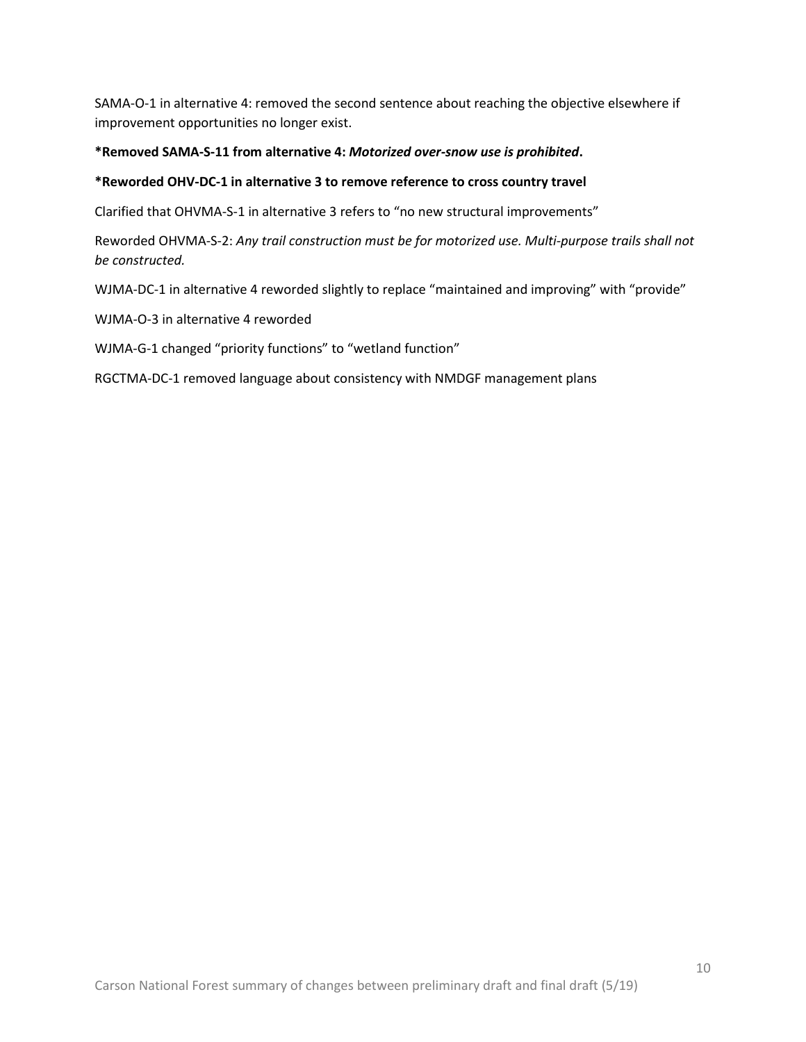SAMA-O-1 in alternative 4: removed the second sentence about reaching the objective elsewhere if improvement opportunities no longer exist.

**\*Removed SAMA-S-11 from alternative 4:** ***Motorized over-snow use is prohibited*****.**

**\*Reworded OHV-DC-1 in alternative 3 to remove reference to cross country travel**

Clarified that OHVMA-S-1 in alternative 3 refers to "no new structural improvements"

Reworded OHVMA-S-2: *Any trail construction must be for motorized use. Multi-purpose trails shall not be constructed.*

WJMA-DC-1 in alternative 4 reworded slightly to replace "maintained and improving" with "provide"

WJMA-O-3 in alternative 4 reworded

WJMA-G-1 changed "priority functions" to "wetland function"

RGCTMA-DC-1 removed language about consistency with NMDGF management plans